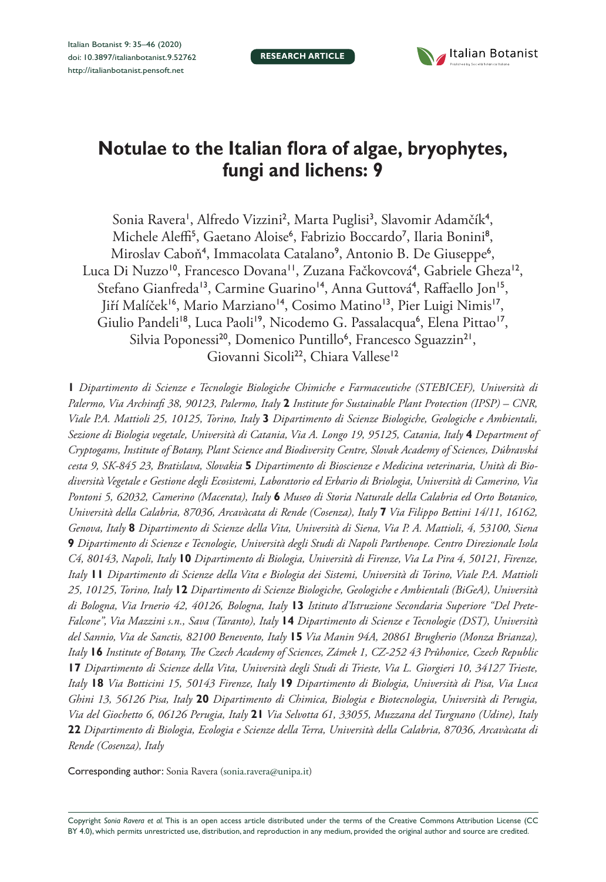# Notulae to the Italian flora of algae, bryophytes, fungi and lichens: 9

Sonia Ravera[1], Alfredo Vizzini[2], Marta Puglisi[3], Slavomir Adamčík[4], Michele Aleffi[5], Gaetano Aloise[6], Fabrizio Boccardo[7], Ilaria Bonini[8], Miroslav Caboň[4], Immacolata Catalano[9], Antonio B. De Giuseppe[6], Luca Di Nuzzo[10], Francesco Dovana[11], Zuzana Fačkovcová[4], Gabriele Gheza[12], Stefano Gianfreda[13], Carmine Guarino[14], Anna Guttová[4], Raffaello Jon[15], Jiří Malíček[16], Mario Marziano[14], Cosimo Matino[13], Pier Luigi Nimis[17], Giulio Pandeli[18], Luca Paoli[19], Nicodemo G. Passalacqua[6], Elena Pittao[17], Silvia Poponessi[20], Domenico Puntillo[6], Francesco Sguazzin[21], Giovanni Sicoli[22], Chiara Vallese[12]

**1** *Dipartimento di Scienze e Tecnologie Biologiche Chimiche e Farmaceutiche (STEBICEF), Università di Palermo, Via Archirafi 38, 90123, Palermo, Italy* **2** *Institute for Sustainable Plant Protection (IPSP) – CNR, Viale P.A. Mattioli 25, 10125, Torino, Italy* **3** *Dipartimento di Scienze Biologiche, Geologiche e Ambientali, Sezione di Biologia vegetale, Università di Catania, Via A. Longo 19, 95125, Catania, Italy* **4** *Department of Cryptogams, Institute of Botany, Plant Science and Biodiversity Centre, Slovak Academy of Sciences, Dúbravská cesta 9, SK-845 23, Bratislava, Slovakia* **5** *Dipartimento di Bioscienze e Medicina veterinaria, Unità di Biodiversità Vegetale e Gestione degli Ecosistemi, Laboratorio ed Erbario di Briologia, Università di Camerino, Via Pontoni 5, 62032, Camerino (Macerata), Italy* **6** *Museo di Storia Naturale della Calabria ed Orto Botanico, Università della Calabria, 87036, Arcavàcata di Rende (Cosenza), Italy* **7** *Via Filippo Bettini 14/11, 16162, Genova, Italy* **8** *Dipartimento di Scienze della Vita, Università di Siena, Via P. A. Mattioli, 4, 53100, Siena* **9** *Dipartimento di Scienze e Tecnologie, Università degli Studi di Napoli Parthenope. Centro Direzionale Isola C4, 80143, Napoli, Italy* **10** *Dipartimento di Biologia, Università di Firenze, Via La Pira 4, 50121, Firenze, Italy* **11** *Dipartimento di Scienze della Vita e Biologia dei Sistemi, Università di Torino, Viale P.A. Mattioli 25, 10125, Torino, Italy* **12** *Dipartimento di Scienze Biologiche, Geologiche e Ambientali (BiGeA), Università di Bologna, Via Irnerio 42, 40126, Bologna, Italy* **13** *Istituto d'Istruzione Secondaria Superiore "Del Prete-Falcone", Via Mazzini s.n., Sava (Taranto), Italy* **14** *Dipartimento di Scienze e Tecnologie (DST), Università del Sannio, Via de Sanctis, 82100 Benevento, Italy* **15** *Via Manin 94A, 20861 Brugherio (Monza Brianza), Italy* **16** *Institute of Botany, The Czech Academy of Sciences, Zámek 1, CZ-252 43 Průhonice, Czech Republic* **17** *Dipartimento di Scienze della Vita, Università degli Studi di Trieste, Via L. Giorgieri 10, 34127 Trieste, Italy* **18** *Via Botticini 15, 50143 Firenze, Italy* **19** *Dipartimento di Biologia, Università di Pisa, Via Luca Ghini 13, 56126 Pisa, Italy* **20** *Dipartimento di Chimica, Biologia e Biotecnologia, Università di Perugia, Via del Giochetto 6, 06126 Perugia, Italy* **21** *Via Selvotta 61, 33055, Muzzana del Turgnano (Udine), Italy* **22** *Dipartimento di Biologia, Ecologia e Scienze della Terra, Università della Calabria, 87036, Arcavàcata di Rende (Cosenza), Italy*

Corresponding author: Sonia Ravera (sonia.ravera@unipa.it)

Copyright *Sonia Ravera et al.* This is an open access article distributed under the terms of the Creative Commons Attribution License (CC BY 4.0), which permits unrestricted use, distribution, and reproduction in any medium, provided the original author and source are credited.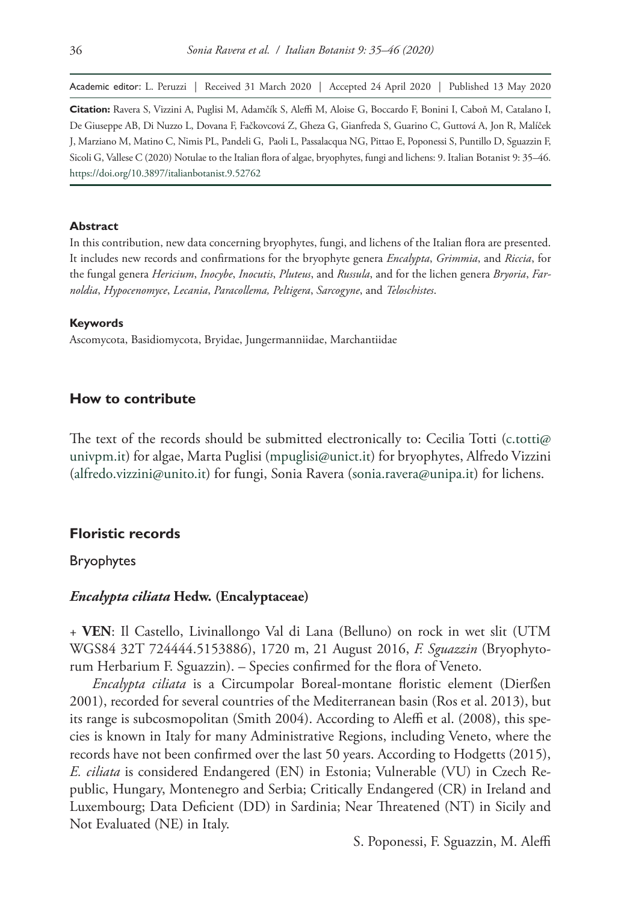Academic editor: L. Peruzzi | Received 31 March 2020 | Accepted 24 April 2020 | Published 13 May 2020

**Citation:** Ravera S, Vizzini A, Puglisi M, Adamčík S, Aleffi M, Aloise G, Boccardo F, Bonini I, Caboň M, Catalano I, De Giuseppe AB, Di Nuzzo L, Dovana F, Fačkovcová Z, Gheza G, Gianfreda S, Guarino C, Guttová A, Jon R, Malíček J, Marziano M, Matino C, Nimis PL, Pandeli G, Paoli L, Passalacqua NG, Pittao E, Poponessi S, Puntillo D, Sguazzin F, Sicoli G, Vallese C (2020) Notulae to the Italian flora of algae, bryophytes, fungi and lichens: 9. Italian Botanist 9: 35–46. https://doi.org/10.3897/italianbotanist.9.52762

#### Abstract

In this contribution, new data concerning bryophytes, fungi, and lichens of the Italian flora are presented. It includes new records and confirmations for the bryophyte genera *Encalypta*, *Grimmia*, and *Riccia*, for the fungal genera *Hericium*, *Inocybe*, *Inocutis*, *Pluteus*, and *Russula*, and for the lichen genera *Bryoria*, *Farnoldia*, *Hypocenomyce*, *Lecania*, *Paracollema, Peltigera*, *Sarcogyne*, and *Teloschistes*.

#### Keywords

Ascomycota, Basidiomycota, Bryidae, Jungermanniidae, Marchantiidae

## How to contribute

The text of the records should be submitted electronically to: Cecilia Totti (c.totti@univpm.it) for algae, Marta Puglisi (mpuglisi@unict.it) for bryophytes, Alfredo Vizzini (alfredo.vizzini@unito.it) for fungi, Sonia Ravera (sonia.ravera@unipa.it) for lichens.

## Floristic records

### Bryophytes

#### *Encalypta ciliata* Hedw. (Encalyptaceae)

+ **VEN**: Il Castello, Livinallongo Val di Lana (Belluno) on rock in wet slit (UTM WGS84 32T 724444.5153886), 1720 m, 21 August 2016, *F. Sguazzin* (Bryophytorum Herbarium F. Sguazzin). – Species confirmed for the flora of Veneto.

*Encalypta ciliata* is a Circumpolar Boreal-montane floristic element (Dierßen 2001), recorded for several countries of the Mediterranean basin (Ros et al. 2013), but its range is subcosmopolitan (Smith 2004). According to Aleffi et al. (2008), this species is known in Italy for many Administrative Regions, including Veneto, where the records have not been confirmed over the last 50 years. According to Hodgetts (2015), *E. ciliata* is considered Endangered (EN) in Estonia; Vulnerable (VU) in Czech Republic, Hungary, Montenegro and Serbia; Critically Endangered (CR) in Ireland and Luxembourg; Data Deficient (DD) in Sardinia; Near Threatened (NT) in Sicily and Not Evaluated (NE) in Italy.

S. Poponessi, F. Sguazzin, M. Aleffi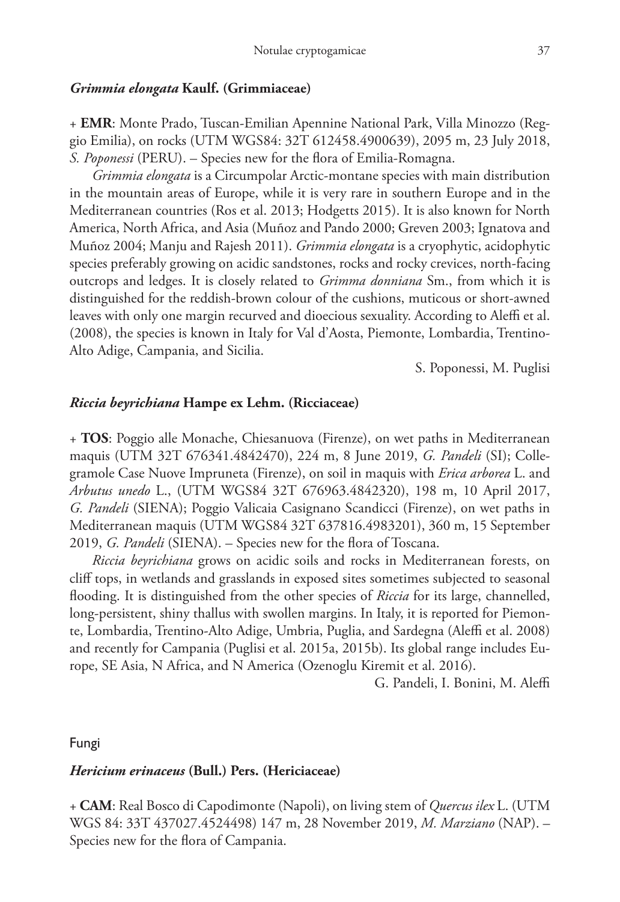### *Grimmia elongata* Kaulf. (Grimmiaceae)

+ **EMR**: Monte Prado, Tuscan-Emilian Apennine National Park, Villa Minozzo (Reggio Emilia), on rocks (UTM WGS84: 32T 612458.4900639), 2095 m, 23 July 2018, *S. Poponessi* (PERU). – Species new for the flora of Emilia-Romagna.

*Grimmia elongata* is a Circumpolar Arctic-montane species with main distribution in the mountain areas of Europe, while it is very rare in southern Europe and in the Mediterranean countries (Ros et al. 2013; Hodgetts 2015). It is also known for North America, North Africa, and Asia (Muñoz and Pando 2000; Greven 2003; Ignatova and Muñoz 2004; Manju and Rajesh 2011). *Grimmia elongata* is a cryophytic, acidophytic species preferably growing on acidic sandstones, rocks and rocky crevices, north-facing outcrops and ledges. It is closely related to *Grimma donniana* Sm., from which it is distinguished for the reddish-brown colour of the cushions, muticous or short-awned leaves with only one margin recurved and dioecious sexuality. According to Aleffi et al. (2008), the species is known in Italy for Val d'Aosta, Piemonte, Lombardia, Trentino-Alto Adige, Campania, and Sicilia.

S. Poponessi, M. Puglisi

### *Riccia beyrichiana* Hampe ex Lehm. (Ricciaceae)

+ **TOS**: Poggio alle Monache, Chiesanuova (Firenze), on wet paths in Mediterranean maquis (UTM 32T 676341.4842470), 224 m, 8 June 2019, *G. Pandeli* (SI); Collegramole Case Nuove Impruneta (Firenze), on soil in maquis with *Erica arborea* L. and *Arbutus unedo* L., (UTM WGS84 32T 676963.4842320), 198 m, 10 April 2017, *G. Pandeli* (SIENA); Poggio Valicaia Casignano Scandicci (Firenze), on wet paths in Mediterranean maquis (UTM WGS84 32T 637816.4983201), 360 m, 15 September 2019, *G. Pandeli* (SIENA). – Species new for the flora of Toscana.

*Riccia beyrichiana* grows on acidic soils and rocks in Mediterranean forests, on cliff tops, in wetlands and grasslands in exposed sites sometimes subjected to seasonal flooding. It is distinguished from the other species of *Riccia* for its large, channelled, long-persistent, shiny thallus with swollen margins. In Italy, it is reported for Piemonte, Lombardia, Trentino-Alto Adige, Umbria, Puglia, and Sardegna (Aleffi et al. 2008) and recently for Campania (Puglisi et al. 2015a, 2015b). Its global range includes Europe, SE Asia, N Africa, and N America (Ozenoglu Kiremit et al. 2016).

G. Pandeli, I. Bonini, M. Aleffi

## Fungi

### *Hericium erinaceus* (Bull.) Pers. (Hericiaceae)

+ **CAM**: Real Bosco di Capodimonte (Napoli), on living stem of *Quercus ilex* L. (UTM WGS 84: 33T 437027.4524498) 147 m, 28 November 2019, *M. Marziano* (NAP). – Species new for the flora of Campania.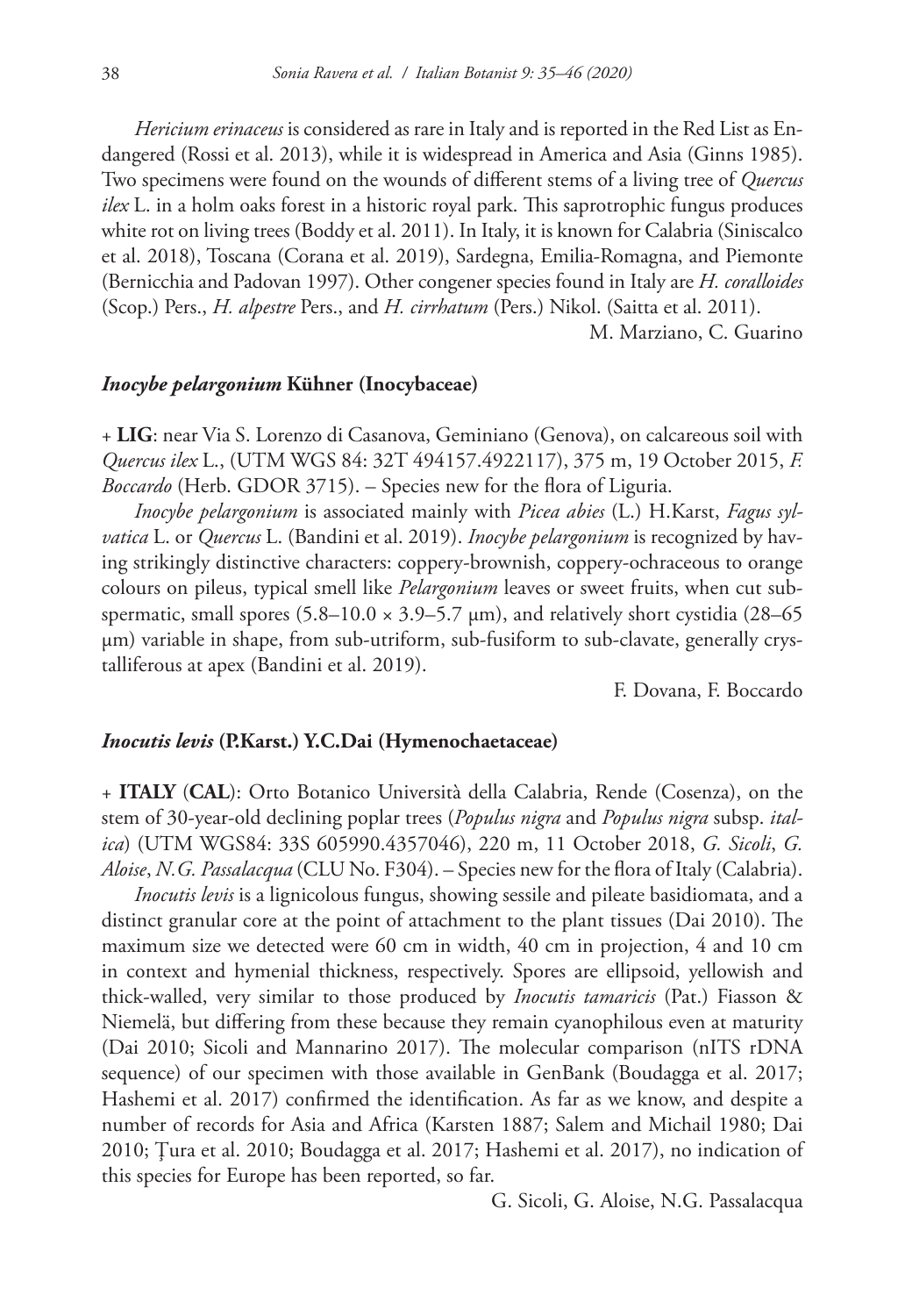*Hericium erinaceus* is considered as rare in Italy and is reported in the Red List as Endangered (Rossi et al. 2013), while it is widespread in America and Asia (Ginns 1985). Two specimens were found on the wounds of different stems of a living tree of *Quercus ilex* L. in a holm oaks forest in a historic royal park. This saprotrophic fungus produces white rot on living trees (Boddy et al. 2011). In Italy, it is known for Calabria (Siniscalco et al. 2018), Toscana (Corana et al. 2019), Sardegna, Emilia-Romagna, and Piemonte (Bernicchia and Padovan 1997). Other congener species found in Italy are *H. coralloides* (Scop.) Pers., *H. alpestre* Pers., and *H. cirrhatum* (Pers.) Nikol. (Saitta et al. 2011).

M. Marziano, C. Guarino

### *Inocybe pelargonium* Kühner (Inocybaceae)

\+ **LIG**: near Via S. Lorenzo di Casanova, Geminiano (Genova), on calcareous soil with *Quercus ilex* L., (UTM WGS 84: 32T 494157.4922117), 375 m, 19 October 2015, *F. Boccardo* (Herb. GDOR 3715). – Species new for the flora of Liguria.

*Inocybe pelargonium* is associated mainly with *Picea abies* (L.) H.Karst, *Fagus sylvatica* L. or *Quercus* L. (Bandini et al. 2019). *Inocybe pelargonium* is recognized by having strikingly distinctive characters: coppery-brownish, coppery-ochraceous to orange colours on pileus, typical smell like *Pelargonium* leaves or sweet fruits, when cut subspermatic, small spores (5.8–10.0 × 3.9–5.7 μm), and relatively short cystidia (28–65 μm) variable in shape, from sub-utriform, sub-fusiform to sub-clavate, generally crystalliferous at apex (Bandini et al. 2019).

F. Dovana, F. Boccardo

### *Inocutis levis* (P.Karst.) Y.C.Dai (Hymenochaetaceae)

\+ **ITALY** (**CAL**): Orto Botanico Università della Calabria, Rende (Cosenza), on the stem of 30-year-old declining poplar trees (*Populus nigra* and *Populus nigra* subsp. *italica*) (UTM WGS84: 33S 605990.4357046), 220 m, 11 October 2018, *G. Sicoli*, *G. Aloise*, *N.G. Passalacqua* (CLU No. F304). – Species new for the flora of Italy (Calabria).

*Inocutis levis* is a lignicolous fungus, showing sessile and pileate basidiomata, and a distinct granular core at the point of attachment to the plant tissues (Dai 2010). The maximum size we detected were 60 cm in width, 40 cm in projection, 4 and 10 cm in context and hymenial thickness, respectively. Spores are ellipsoid, yellowish and thick-walled, very similar to those produced by *Inocutis tamaricis* (Pat.) Fiasson & Niemelä, but differing from these because they remain cyanophilous even at maturity (Dai 2010; Sicoli and Mannarino 2017). The molecular comparison (nITS rDNA sequence) of our specimen with those available in GenBank (Boudagga et al. 2017; Hashemi et al. 2017) confirmed the identification. As far as we know, and despite a number of records for Asia and Africa (Karsten 1887; Salem and Michail 1980; Dai 2010; Ţura et al. 2010; Boudagga et al. 2017; Hashemi et al. 2017), no indication of this species for Europe has been reported, so far.

G. Sicoli, G. Aloise, N.G. Passalacqua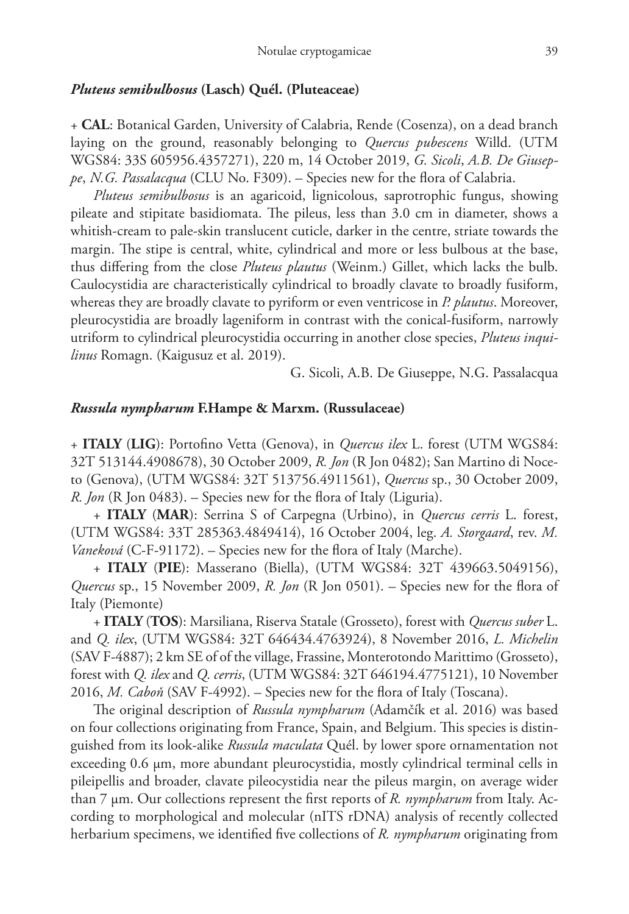### ***Pluteus semibulbosus*** **(Lasch) Quél. (Pluteaceae)**

\+ **CAL**: Botanical Garden, University of Calabria, Rende (Cosenza), on a dead branch laying on the ground, reasonably belonging to *Quercus pubescens* Willd. (UTM WGS84: 33S 605956.4357271), 220 m, 14 October 2019, *G. Sicoli*, *A.B. De Giuseppe*, *N.G. Passalacqua* (CLU No. F309). – Species new for the flora of Calabria.

*Pluteus semibulbosus* is an agaricoid, lignicolous, saprotrophic fungus, showing pileate and stipitate basidiomata. The pileus, less than 3.0 cm in diameter, shows a whitish-cream to pale-skin translucent cuticle, darker in the centre, striate towards the margin. The stipe is central, white, cylindrical and more or less bulbous at the base, thus differing from the close *Pluteus plautus* (Weinm.) Gillet, which lacks the bulb. Caulocystidia are characteristically cylindrical to broadly clavate to broadly fusiform, whereas they are broadly clavate to pyriform or even ventricose in *P. plautus*. Moreover, pleurocystidia are broadly lageniform in contrast with the conical-fusiform, narrowly utriform to cylindrical pleurocystidia occurring in another close species, *Pluteus inquilinus* Romagn. (Kaigusuz et al. 2019).

G. Sicoli, A.B. De Giuseppe, N.G. Passalacqua

### ***Russula nympharum*** **F.Hampe & Marxm. (Russulaceae)**

\+ **ITALY** (**LIG**): Portofino Vetta (Genova), in *Quercus ilex* L. forest (UTM WGS84: 32T 513144.4908678), 30 October 2009, *R. Jon* (R Jon 0482); San Martino di Noceto (Genova), (UTM WGS84: 32T 513756.4911561), *Quercus* sp., 30 October 2009, *R. Jon* (R Jon 0483). – Species new for the flora of Italy (Liguria).

\+ **ITALY** (**MAR**): Serrina S of Carpegna (Urbino), in *Quercus cerris* L. forest, (UTM WGS84: 33T 285363.4849414), 16 October 2004, leg. *A. Storgaard*, rev. *M. Vaneková* (C-F-91172). – Species new for the flora of Italy (Marche).

\+ **ITALY** (**PIE**): Masserano (Biella), (UTM WGS84: 32T 439663.5049156), *Quercus* sp., 15 November 2009, *R. Jon* (R Jon 0501). – Species new for the flora of Italy (Piemonte)

\+ **ITALY** (**TOS**): Marsiliana, Riserva Statale (Grosseto), forest with *Quercus suber* L. and *Q. ilex*, (UTM WGS84: 32T 646434.4763924), 8 November 2016, *L. Michelin* (SAV F-4887); 2 km SE of of the village, Frassine, Monterotondo Marittimo (Grosseto), forest with *Q. ilex* and *Q. cerris*, (UTM WGS84: 32T 646194.4775121), 10 November 2016, *M. Caboň* (SAV F-4992). – Species new for the flora of Italy (Toscana).

The original description of *Russula nympharum* (Adamčík et al. 2016) was based on four collections originating from France, Spain, and Belgium. This species is distinguished from its look-alike *Russula maculata* Quél. by lower spore ornamentation not exceeding 0.6 μm, more abundant pleurocystidia, mostly cylindrical terminal cells in pileipellis and broader, clavate pileocystidia near the pileus margin, on average wider than 7 μm. Our collections represent the first reports of *R. nympharum* from Italy. According to morphological and molecular (nITS rDNA) analysis of recently collected herbarium specimens, we identified five collections of *R. nympharum* originating from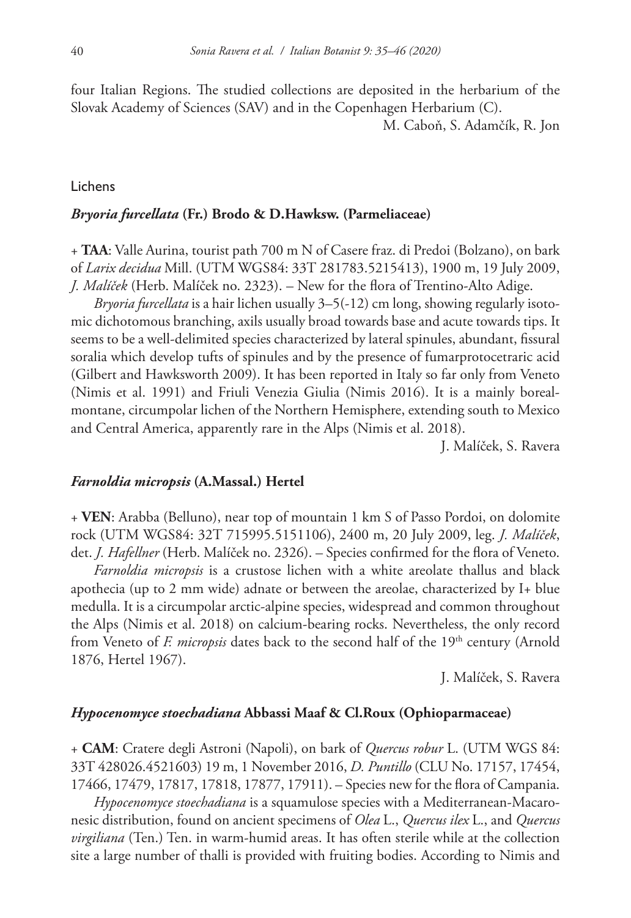four Italian Regions. The studied collections are deposited in the herbarium of the Slovak Academy of Sciences (SAV) and in the Copenhagen Herbarium (C).

M. Caboň, S. Adamčík, R. Jon

## Lichens

### *Bryoria furcellata* (Fr.) Brodo & D.Hawksw. (Parmeliaceae)

+ **TAA**: Valle Aurina, tourist path 700 m N of Casere fraz. di Predoi (Bolzano), on bark of *Larix decidua* Mill. (UTM WGS84: 33T 281783.5215413), 1900 m, 19 July 2009, *J. Malíček* (Herb. Malíček no. 2323). – New for the flora of Trentino-Alto Adige.

*Bryoria furcellata* is a hair lichen usually 3–5(-12) cm long, showing regularly isotomic dichotomous branching, axils usually broad towards base and acute towards tips. It seems to be a well-delimited species characterized by lateral spinules, abundant, fissural soralia which develop tufts of spinules and by the presence of fumarprotocetraric acid (Gilbert and Hawksworth 2009). It has been reported in Italy so far only from Veneto (Nimis et al. 1991) and Friuli Venezia Giulia (Nimis 2016). It is a mainly boreal-montane, circumpolar lichen of the Northern Hemisphere, extending south to Mexico and Central America, apparently rare in the Alps (Nimis et al. 2018).

J. Malíček, S. Ravera

### *Farnoldia micropsis* (A.Massal.) Hertel

+ **VEN**: Arabba (Belluno), near top of mountain 1 km S of Passo Pordoi, on dolomite rock (UTM WGS84: 32T 715995.5151106), 2400 m, 20 July 2009, leg. *J. Malíček*, det. *J. Hafellner* (Herb. Malíček no. 2326). – Species confirmed for the flora of Veneto.

*Farnoldia micropsis* is a crustose lichen with a white areolate thallus and black apothecia (up to 2 mm wide) adnate or between the areolae, characterized by I+ blue medulla. It is a circumpolar arctic-alpine species, widespread and common throughout the Alps (Nimis et al. 2018) on calcium-bearing rocks. Nevertheless, the only record from Veneto of *F. micropsis* dates back to the second half of the 19th century (Arnold 1876, Hertel 1967).

J. Malíček, S. Ravera

### *Hypocenomyce stoechadiana* Abbassi Maaf & Cl.Roux (Ophioparmaceae)

+ **CAM**: Cratere degli Astroni (Napoli), on bark of *Quercus robur* L. (UTM WGS 84: 33T 428026.4521603) 19 m, 1 November 2016, *D. Puntillo* (CLU No. 17157, 17454, 17466, 17479, 17817, 17818, 17877, 17911). – Species new for the flora of Campania.

*Hypocenomyce stoechadiana* is a squamulose species with a Mediterranean-Macaronesic distribution, found on ancient specimens of *Olea* L., *Quercus ilex* L., and *Quercus virgiliana* (Ten.) Ten. in warm-humid areas. It has often sterile while at the collection site a large number of thalli is provided with fruiting bodies. According to Nimis and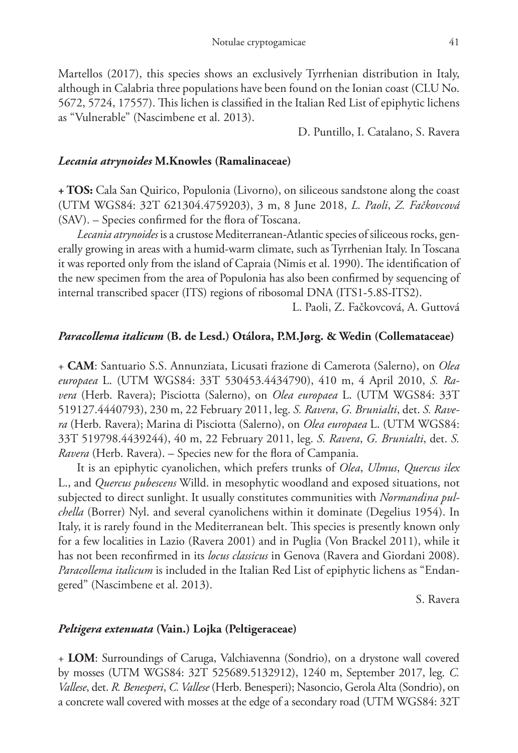Martellos (2017), this species shows an exclusively Tyrrhenian distribution in Italy, although in Calabria three populations have been found on the Ionian coast (CLU No. 5672, 5724, 17557). This lichen is classified in the Italian Red List of epiphytic lichens as "Vulnerable" (Nascimbene et al. 2013).

D. Puntillo, I. Catalano, S. Ravera

### *Lecania atrynoides* M.Knowles (Ramalinaceae)

**+ TOS:** Cala San Quirico, Populonia (Livorno), on siliceous sandstone along the coast (UTM WGS84: 32T 621304.4759203), 3 m, 8 June 2018, *L. Paoli*, *Z. Fačkovcová* (SAV). – Species confirmed for the flora of Toscana.

*Lecania atrynoides* is a crustose Mediterranean-Atlantic species of siliceous rocks, generally growing in areas with a humid-warm climate, such as Tyrrhenian Italy. In Toscana it was reported only from the island of Capraia (Nimis et al. 1990). The identification of the new specimen from the area of Populonia has also been confirmed by sequencing of internal transcribed spacer (ITS) regions of ribosomal DNA (ITS1-5.8S-ITS2).

L. Paoli, Z. Fačkovcová, A. Guttová

### *Paracollema italicum* (B. de Lesd.) Otálora, P.M.Jørg. & Wedin (Collemataceae)

+ **CAM**: Santuario S.S. Annunziata, Licusati frazione di Camerota (Salerno), on *Olea europaea* L. (UTM WGS84: 33T 530453.4434790), 410 m, 4 April 2010, *S. Ravera* (Herb. Ravera); Pisciotta (Salerno), on *Olea europaea* L. (UTM WGS84: 33T 519127.4440793), 230 m, 22 February 2011, leg. *S. Ravera*, *G. Brunialti*, det. *S. Ravera* (Herb. Ravera); Marina di Pisciotta (Salerno), on *Olea europaea* L. (UTM WGS84: 33T 519798.4439244), 40 m, 22 February 2011, leg. *S. Ravera*, *G. Brunialti*, det. *S. Ravera* (Herb. Ravera). – Species new for the flora of Campania.

It is an epiphytic cyanolichen, which prefers trunks of *Olea*, *Ulmus*, *Quercus ilex* L., and *Quercus pubescens* Willd. in mesophytic woodland and exposed situations, not subjected to direct sunlight. It usually constitutes communities with *Normandina pulchella* (Borrer) Nyl. and several cyanolichens within it dominate (Degelius 1954). In Italy, it is rarely found in the Mediterranean belt. This species is presently known only for a few localities in Lazio (Ravera 2001) and in Puglia (Von Brackel 2011), while it has not been reconfirmed in its *locus classicus* in Genova (Ravera and Giordani 2008). *Paracollema italicum* is included in the Italian Red List of epiphytic lichens as "Endangered" (Nascimbene et al. 2013).

S. Ravera

### *Peltigera extenuata* (Vain.) Lojka (Peltigeraceae)

+ **LOM**: Surroundings of Caruga, Valchiavenna (Sondrio), on a drystone wall covered by mosses (UTM WGS84: 32T 525689.5132912), 1240 m, September 2017, leg. *C. Vallese*, det. *R. Benesperi*, *C. Vallese* (Herb. Benesperi); Nasoncio, Gerola Alta (Sondrio), on a concrete wall covered with mosses at the edge of a secondary road (UTM WGS84: 32T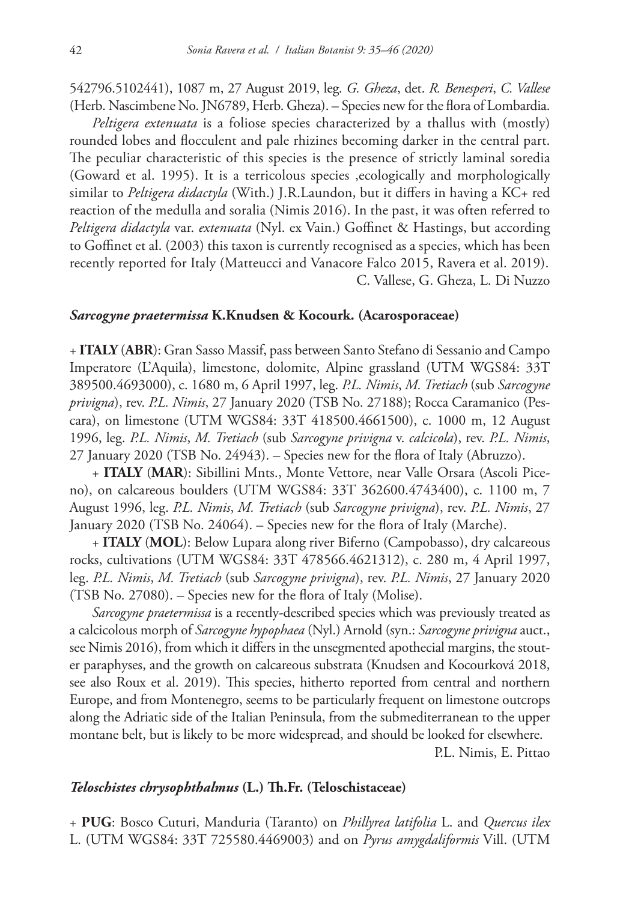542796.5102441), 1087 m, 27 August 2019, leg. *G. Gheza*, det. *R. Benesperi*, *C. Vallese* (Herb. Nascimbene No. JN6789, Herb. Gheza). – Species new for the flora of Lombardia.

*Peltigera extenuata* is a foliose species characterized by a thallus with (mostly) rounded lobes and flocculent and pale rhizines becoming darker in the central part. The peculiar characteristic of this species is the presence of strictly laminal soredia (Goward et al. 1995). It is a terricolous species ,ecologically and morphologically similar to *Peltigera didactyla* (With.) J.R.Laundon, but it differs in having a KC+ red reaction of the medulla and soralia (Nimis 2016). In the past, it was often referred to *Peltigera didactyla* var. *extenuata* (Nyl. ex Vain.) Goffinet & Hastings, but according to Goffinet et al. (2003) this taxon is currently recognised as a species, which has been recently reported for Italy (Matteucci and Vanacore Falco 2015, Ravera et al. 2019).

C. Vallese, G. Gheza, L. Di Nuzzo

### *Sarcogyne praetermissa* K.Knudsen & Kocourk. (Acarosporaceae)

+ **ITALY** (**ABR**): Gran Sasso Massif, pass between Santo Stefano di Sessanio and Campo Imperatore (L'Aquila), limestone, dolomite, Alpine grassland (UTM WGS84: 33T 389500.4693000), c. 1680 m, 6 April 1997, leg. *P.L. Nimis*, *M. Tretiach* (sub *Sarcogyne privigna*), rev. *P.L. Nimis*, 27 January 2020 (TSB No. 27188); Rocca Caramanico (Pescara), on limestone (UTM WGS84: 33T 418500.4661500), c. 1000 m, 12 August 1996, leg. *P.L. Nimis*, *M. Tretiach* (sub *Sarcogyne privigna* v. *calcicola*), rev. *P.L. Nimis*, 27 January 2020 (TSB No. 24943). – Species new for the flora of Italy (Abruzzo).

+ **ITALY** (**MAR**): Sibillini Mnts., Monte Vettore, near Valle Orsara (Ascoli Piceno), on calcareous boulders (UTM WGS84: 33T 362600.4743400), c. 1100 m, 7 August 1996, leg. *P.L. Nimis*, *M. Tretiach* (sub *Sarcogyne privigna*), rev. *P.L. Nimis*, 27 January 2020 (TSB No. 24064). – Species new for the flora of Italy (Marche).

+ **ITALY** (**MOL**): Below Lupara along river Biferno (Campobasso), dry calcareous rocks, cultivations (UTM WGS84: 33T 478566.4621312), c. 280 m, 4 April 1997, leg. *P.L. Nimis*, *M. Tretiach* (sub *Sarcogyne privigna*), rev. *P.L. Nimis*, 27 January 2020 (TSB No. 27080). – Species new for the flora of Italy (Molise).

*Sarcogyne praetermissa* is a recently-described species which was previously treated as a calcicolous morph of *Sarcogyne hypophaea* (Nyl.) Arnold (syn.: *Sarcogyne privigna* auct., see Nimis 2016), from which it differs in the unsegmented apothecial margins, the stouter paraphyses, and the growth on calcareous substrata (Knudsen and Kocourková 2018, see also Roux et al. 2019). This species, hitherto reported from central and northern Europe, and from Montenegro, seems to be particularly frequent on limestone outcrops along the Adriatic side of the Italian Peninsula, from the submediterranean to the upper montane belt, but is likely to be more widespread, and should be looked for elsewhere.

P.L. Nimis, E. Pittao

### *Teloschistes chrysophthalmus* (L.) Th.Fr. (Teloschistaceae)

+ **PUG**: Bosco Cuturi, Manduria (Taranto) on *Phillyrea latifolia* L. and *Quercus ilex* L. (UTM WGS84: 33T 725580.4469003) and on *Pyrus amygdaliformis* Vill. (UTM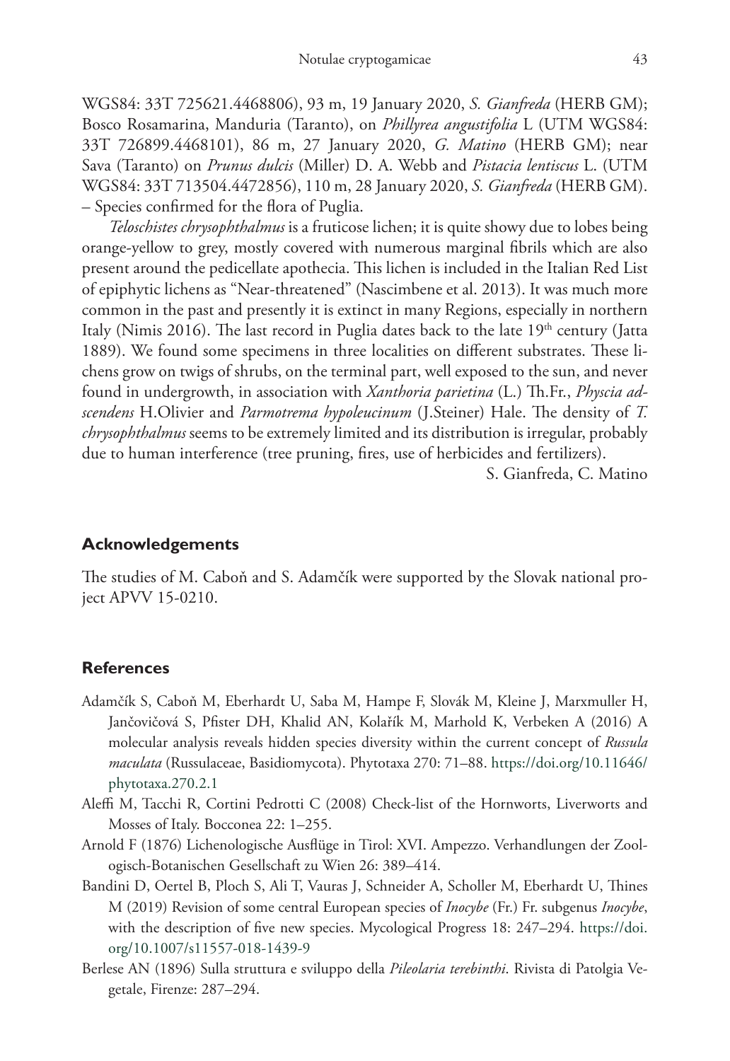WGS84: 33T 725621.4468806), 93 m, 19 January 2020, *S. Gianfreda* (HERB GM); Bosco Rosamarina, Manduria (Taranto), on *Phillyrea angustifolia* L (UTM WGS84: 33T 726899.4468101), 86 m, 27 January 2020, *G. Matino* (HERB GM); near Sava (Taranto) on *Prunus dulcis* (Miller) D. A. Webb and *Pistacia lentiscus* L. (UTM WGS84: 33T 713504.4472856), 110 m, 28 January 2020, *S. Gianfreda* (HERB GM). – Species confirmed for the flora of Puglia.

*Teloschistes chrysophthalmus* is a fruticose lichen; it is quite showy due to lobes being orange-yellow to grey, mostly covered with numerous marginal fibrils which are also present around the pedicellate apothecia. This lichen is included in the Italian Red List of epiphytic lichens as "Near-threatened" (Nascimbene et al. 2013). It was much more common in the past and presently it is extinct in many Regions, especially in northern Italy (Nimis 2016). The last record in Puglia dates back to the late 19th century (Jatta 1889). We found some specimens in three localities on different substrates. These lichens grow on twigs of shrubs, on the terminal part, well exposed to the sun, and never found in undergrowth, in association with *Xanthoria parietina* (L.) Th.Fr., *Physcia adscendens* H.Olivier and *Parmotrema hypoleucinum* (J.Steiner) Hale. The density of *T. chrysophthalmus* seems to be extremely limited and its distribution is irregular, probably due to human interference (tree pruning, fires, use of herbicides and fertilizers).

S. Gianfreda, C. Matino

## Acknowledgements

The studies of M. Caboň and S. Adamčík were supported by the Slovak national project APVV 15-0210.

## References

Adamčík S, Caboň M, Eberhardt U, Saba M, Hampe F, Slovák M, Kleine J, Marxmuller H, Jančovičová S, Pfister DH, Khalid AN, Kolařík M, Marhold K, Verbeken A (2016) A molecular analysis reveals hidden species diversity within the current concept of *Russula maculata* (Russulaceae, Basidiomycota). Phytotaxa 270: 71–88. https://doi.org/10.11646/phytotaxa.270.2.1

Aleffi M, Tacchi R, Cortini Pedrotti C (2008) Check-list of the Hornworts, Liverworts and Mosses of Italy. Bocconea 22: 1–255.

Arnold F (1876) Lichenologische Ausflüge in Tirol: XVI. Ampezzo. Verhandlungen der Zoologisch-Botanischen Gesellschaft zu Wien 26: 389–414.

Bandini D, Oertel B, Ploch S, Ali T, Vauras J, Schneider A, Scholler M, Eberhardt U, Thines M (2019) Revision of some central European species of *Inocybe* (Fr.) Fr. subgenus *Inocybe*, with the description of five new species. Mycological Progress 18: 247–294. https://doi.org/10.1007/s11557-018-1439-9

Berlese AN (1896) Sulla struttura e sviluppo della *Pileolaria terebinthi*. Rivista di Patolgia Vegetale, Firenze: 287–294.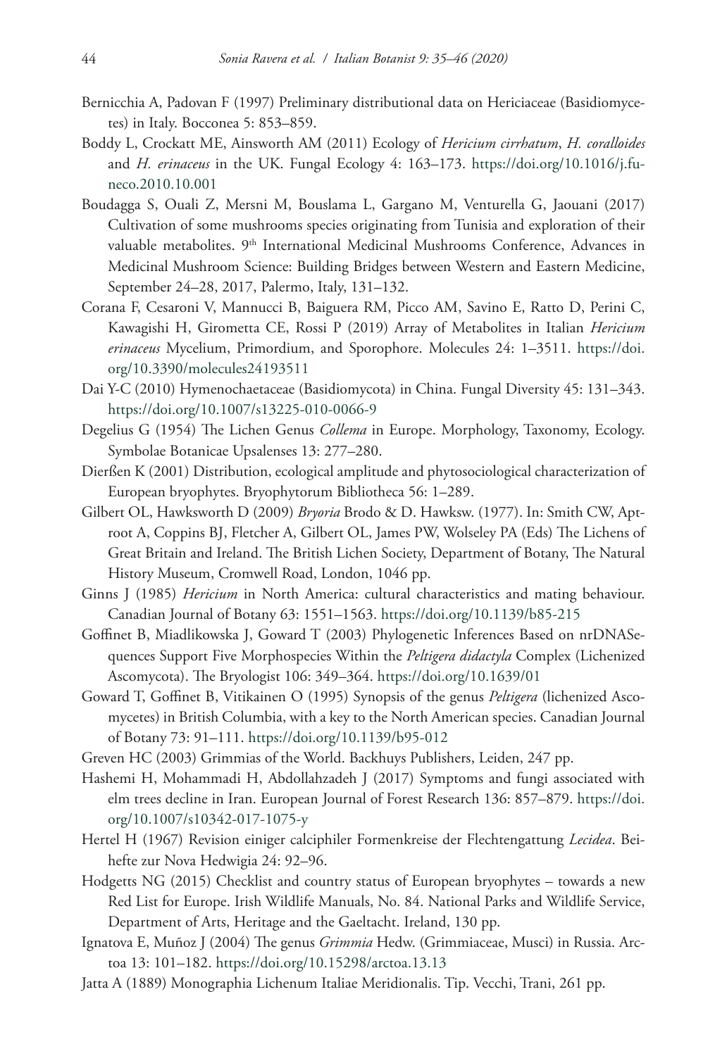Bernicchia A, Padovan F (1997) Preliminary distributional data on Hericiaceae (Basidiomycetes) in Italy. Bocconea 5: 853–859.

Boddy L, Crockatt ME, Ainsworth AM (2011) Ecology of *Hericium cirrhatum*, *H. coralloides* and *H. erinaceus* in the UK. Fungal Ecology 4: 163–173. https://doi.org/10.1016/j.funeco.2010.10.001

Boudagga S, Ouali Z, Mersni M, Bouslama L, Gargano M, Venturella G, Jaouani (2017) Cultivation of some mushrooms species originating from Tunisia and exploration of their valuable metabolites. 9th International Medicinal Mushrooms Conference, Advances in Medicinal Mushroom Science: Building Bridges between Western and Eastern Medicine, September 24–28, 2017, Palermo, Italy, 131–132.

Corana F, Cesaroni V, Mannucci B, Baiguera RM, Picco AM, Savino E, Ratto D, Perini C, Kawagishi H, Girometta CE, Rossi P (2019) Array of Metabolites in Italian *Hericium erinaceus* Mycelium, Primordium, and Sporophore. Molecules 24: 1–3511. https://doi.org/10.3390/molecules24193511

Dai Y-C (2010) Hymenochaetaceae (Basidiomycota) in China. Fungal Diversity 45: 131–343. https://doi.org/10.1007/s13225-010-0066-9

Degelius G (1954) The Lichen Genus *Collema* in Europe. Morphology, Taxonomy, Ecology. Symbolae Botanicae Upsalenses 13: 277–280.

Dierßen K (2001) Distribution, ecological amplitude and phytosociological characterization of European bryophytes. Bryophytorum Bibliotheca 56: 1–289.

Gilbert OL, Hawksworth D (2009) *Bryoria* Brodo & D. Hawksw. (1977). In: Smith CW, Aptroot A, Coppins BJ, Fletcher A, Gilbert OL, James PW, Wolseley PA (Eds) The Lichens of Great Britain and Ireland. The British Lichen Society, Department of Botany, The Natural History Museum, Cromwell Road, London, 1046 pp.

Ginns J (1985) *Hericium* in North America: cultural characteristics and mating behaviour. Canadian Journal of Botany 63: 1551–1563. https://doi.org/10.1139/b85-215

Goffinet B, Miadlikowska J, Goward T (2003) Phylogenetic Inferences Based on nrDNASequences Support Five Morphospecies Within the *Peltigera didactyla* Complex (Lichenized Ascomycota). The Bryologist 106: 349–364. https://doi.org/10.1639/01

Goward T, Goffinet B, Vitikainen O (1995) Synopsis of the genus *Peltigera* (lichenized Ascomycetes) in British Columbia, with a key to the North American species. Canadian Journal of Botany 73: 91–111. https://doi.org/10.1139/b95-012

Greven HC (2003) Grimmias of the World. Backhuys Publishers, Leiden, 247 pp.

Hashemi H, Mohammadi H, Abdollahzadeh J (2017) Symptoms and fungi associated with elm trees decline in Iran. European Journal of Forest Research 136: 857–879. https://doi.org/10.1007/s10342-017-1075-y

Hertel H (1967) Revision einiger calciphiler Formenkreise der Flechtengattung *Lecidea*. Beihefte zur Nova Hedwigia 24: 92–96.

Hodgetts NG (2015) Checklist and country status of European bryophytes – towards a new Red List for Europe. Irish Wildlife Manuals, No. 84. National Parks and Wildlife Service, Department of Arts, Heritage and the Gaeltacht. Ireland, 130 pp.

Ignatova E, Muñoz J (2004) The genus *Grimmia* Hedw. (Grimmiaceae, Musci) in Russia. Arctoa 13: 101–182. https://doi.org/10.15298/arctoa.13.13

Jatta A (1889) Monographia Lichenum Italiae Meridionalis. Tip. Vecchi, Trani, 261 pp.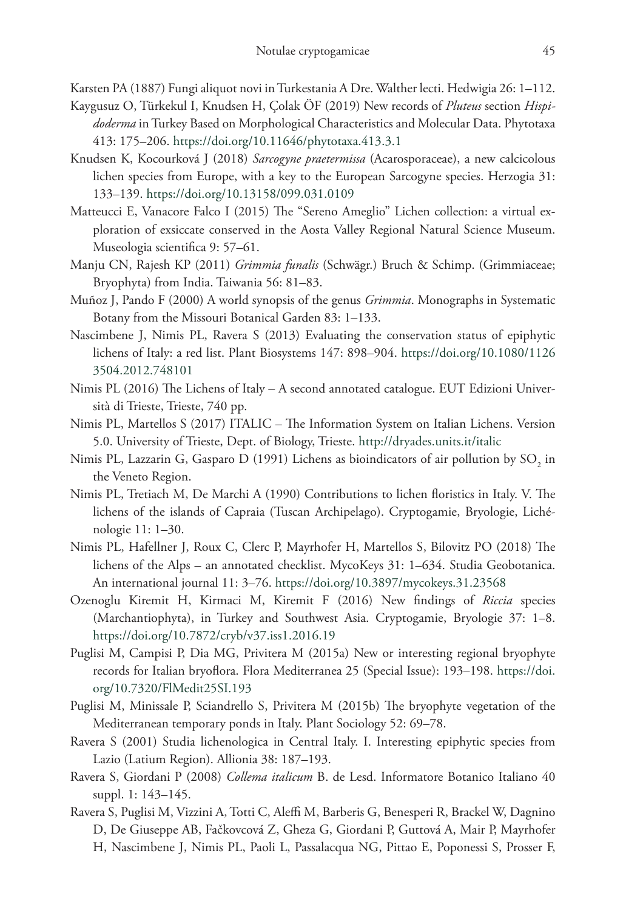Karsten PA (1887) Fungi aliquot novi in Turkestania A Dre. Walther lecti. Hedwigia 26: 1–112.

Kaygusuz O, Türkekul I, Knudsen H, Çolak ÖF (2019) New records of *Pluteus* section *Hispidoderma* in Turkey Based on Morphological Characteristics and Molecular Data. Phytotaxa 413: 175–206. https://doi.org/10.11646/phytotaxa.413.3.1

Knudsen K, Kocourková J (2018) *Sarcogyne praetermissa* (Acarosporaceae), a new calcicolous lichen species from Europe, with a key to the European Sarcogyne species. Herzogia 31: 133–139. https://doi.org/10.13158/099.031.0109

Matteucci E, Vanacore Falco I (2015) The "Sereno Ameglio" Lichen collection: a virtual exploration of exsiccate conserved in the Aosta Valley Regional Natural Science Museum. Museologia scientifica 9: 57–61.

Manju CN, Rajesh KP (2011) *Grimmia funalis* (Schwägr.) Bruch & Schimp. (Grimmiaceae; Bryophyta) from India. Taiwania 56: 81–83.

Muñoz J, Pando F (2000) A world synopsis of the genus *Grimmia*. Monographs in Systematic Botany from the Missouri Botanical Garden 83: 1–133.

Nascimbene J, Nimis PL, Ravera S (2013) Evaluating the conservation status of epiphytic lichens of Italy: a red list. Plant Biosystems 147: 898–904. https://doi.org/10.1080/11263504.2012.748101

Nimis PL (2016) The Lichens of Italy – A second annotated catalogue. EUT Edizioni Università di Trieste, Trieste, 740 pp.

Nimis PL, Martellos S (2017) ITALIC – The Information System on Italian Lichens. Version 5.0. University of Trieste, Dept. of Biology, Trieste. http://dryades.units.it/italic

Nimis PL, Lazzarin G, Gasparo D (1991) Lichens as bioindicators of air pollution by $SO_2$ in the Veneto Region.

Nimis PL, Tretiach M, De Marchi A (1990) Contributions to lichen floristics in Italy. V. The lichens of the islands of Capraia (Tuscan Archipelago). Cryptogamie, Bryologie, Lichénologie 11: 1–30.

Nimis PL, Hafellner J, Roux C, Clerc P, Mayrhofer H, Martellos S, Bilovitz PO (2018) The lichens of the Alps – an annotated checklist. MycoKeys 31: 1–634. Studia Geobotanica. An international journal 11: 3–76. https://doi.org/10.3897/mycokeys.31.23568

Ozenoglu Kiremit H, Kirmaci M, Kiremit F (2016) New findings of *Riccia* species (Marchantiophyta), in Turkey and Southwest Asia. Cryptogamie, Bryologie 37: 1–8. https://doi.org/10.7872/cryb/v37.iss1.2016.19

Puglisi M, Campisi P, Dia MG, Privitera M (2015a) New or interesting regional bryophyte records for Italian bryoflora. Flora Mediterranea 25 (Special Issue): 193–198. https://doi.org/10.7320/FlMedit25SI.193

Puglisi M, Minissale P, Sciandrello S, Privitera M (2015b) The bryophyte vegetation of the Mediterranean temporary ponds in Italy. Plant Sociology 52: 69–78.

Ravera S (2001) Studia lichenologica in Central Italy. I. Interesting epiphytic species from Lazio (Latium Region). Allionia 38: 187–193.

Ravera S, Giordani P (2008) *Collema italicum* B. de Lesd. Informatore Botanico Italiano 40 suppl. 1: 143–145.

Ravera S, Puglisi M, Vizzini A, Totti C, Aleffi M, Barberis G, Benesperi R, Brackel W, Dagnino D, De Giuseppe AB, Fačkovcová Z, Gheza G, Giordani P, Guttová A, Mair P, Mayrhofer H, Nascimbene J, Nimis PL, Paoli L, Passalacqua NG, Pittao E, Poponessi S, Prosser F,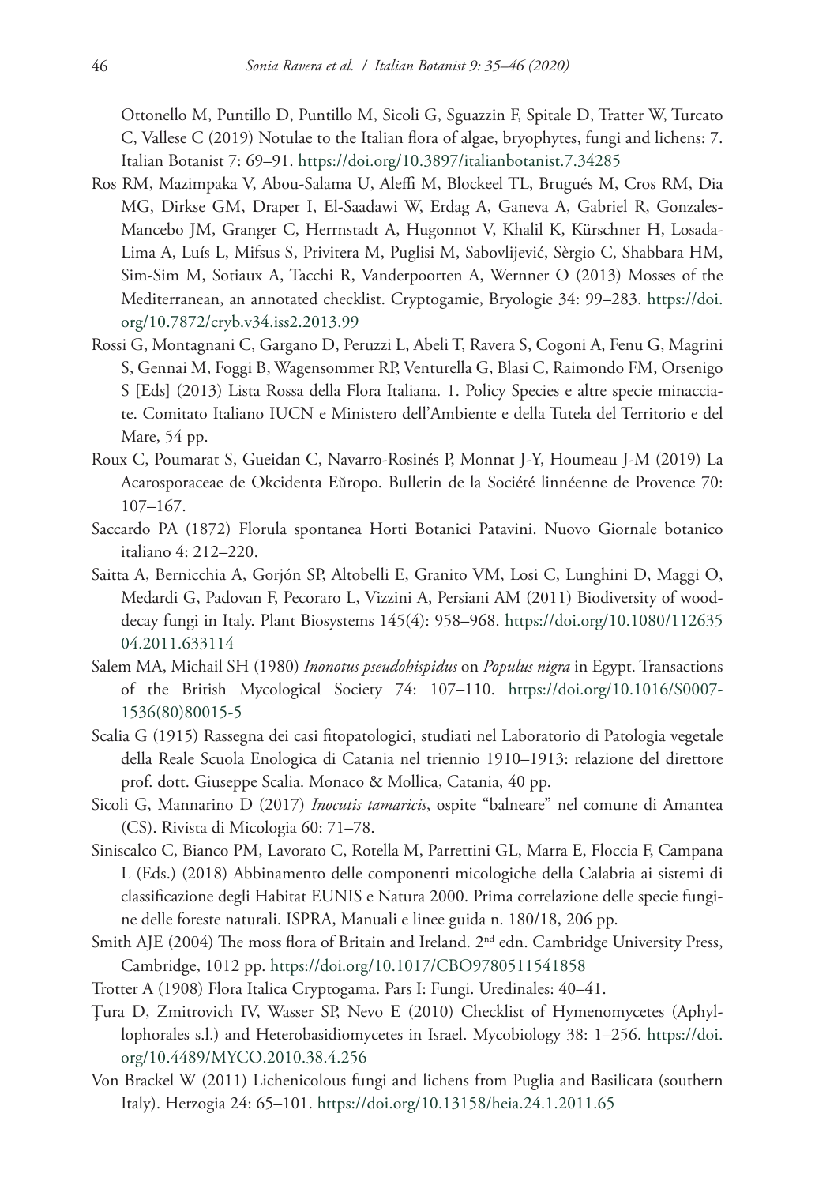Ottonello M, Puntillo D, Puntillo M, Sicoli G, Sguazzin F, Spitale D, Tratter W, Turcato C, Vallese C (2019) Notulae to the Italian flora of algae, bryophytes, fungi and lichens: 7. Italian Botanist 7: 69–91. https://doi.org/10.3897/italianbotanist.7.34285

Ros RM, Mazimpaka V, Abou-Salama U, Aleffi M, Blockeel TL, Brugués M, Cros RM, Dia MG, Dirkse GM, Draper I, El-Saadawi W, Erdag A, Ganeva A, Gabriel R, Gonzales-Mancebo JM, Granger C, Herrnstadt A, Hugonnot V, Khalil K, Kürschner H, Losada-Lima A, Luís L, Mifsus S, Privitera M, Puglisi M, Sabovljević, Sèrgio C, Shabbara HM, Sim-Sim M, Sotiaux A, Tacchi R, Vanderpoorten A, Wernner O (2013) Mosses of the Mediterranean, an annotated checklist. Cryptogamie, Bryologie 34: 99–283. https://doi.org/10.7872/cryb.v34.iss2.2013.99

Rossi G, Montagnani C, Gargano D, Peruzzi L, Abeli T, Ravera S, Cogoni A, Fenu G, Magrini S, Gennai M, Foggi B, Wagensommer RP, Venturella G, Blasi C, Raimondo FM, Orsenigo S [Eds] (2013) Lista Rossa della Flora Italiana. 1. Policy Species e altre specie minacciate. Comitato Italiano IUCN e Ministero dell'Ambiente e della Tutela del Territorio e del Mare, 54 pp.

Roux C, Poumarat S, Gueidan C, Navarro-Rosinés P, Monnat J-Y, Houmeau J-M (2019) La Acarosporaceae de Okcidenta Eŭropo. Bulletin de la Société linnéenne de Provence 70: 107–167.

Saccardo PA (1872) Florula spontanea Horti Botanici Patavini. Nuovo Giornale botanico italiano 4: 212–220.

Saitta A, Bernicchia A, Gorjón SP, Altobelli E, Granito VM, Losi C, Lunghini D, Maggi O, Medardi G, Padovan F, Pecoraro L, Vizzini A, Persiani AM (2011) Biodiversity of wood-decay fungi in Italy. Plant Biosystems 145(4): 958–968. https://doi.org/10.1080/11263504.2011.633114

Salem MA, Michail SH (1980) *Inonotus pseudohispidus* on *Populus nigra* in Egypt. Transactions of the British Mycological Society 74: 107–110. https://doi.org/10.1016/S0007-1536(80)80015-5

Scalia G (1915) Rassegna dei casi fitopatologici, studiati nel Laboratorio di Patologia vegetale della Reale Scuola Enologica di Catania nel triennio 1910–1913: relazione del direttore prof. dott. Giuseppe Scalia. Monaco & Mollica, Catania, 40 pp.

Sicoli G, Mannarino D (2017) *Inocutis tamaricis*, ospite "balneare" nel comune di Amantea (CS). Rivista di Micologia 60: 71–78.

Siniscalco C, Bianco PM, Lavorato C, Rotella M, Parrettini GL, Marra E, Floccia F, Campana L (Eds.) (2018) Abbinamento delle componenti micologiche della Calabria ai sistemi di classificazione degli Habitat EUNIS e Natura 2000. Prima correlazione delle specie fungine delle foreste naturali. ISPRA, Manuali e linee guida n. 180/18, 206 pp.

Smith AJE (2004) The moss flora of Britain and Ireland. 2nd edn. Cambridge University Press, Cambridge, 1012 pp. https://doi.org/10.1017/CBO9780511541858

Trotter A (1908) Flora Italica Cryptogama. Pars I: Fungi. Uredinales: 40–41.

Ţura D, Zmitrovich IV, Wasser SP, Nevo E (2010) Checklist of Hymenomycetes (Aphyllophorales s.l.) and Heterobasidiomycetes in Israel. Mycobiology 38: 1–256. https://doi.org/10.4489/MYCO.2010.38.4.256

Von Brackel W (2011) Lichenicolous fungi and lichens from Puglia and Basilicata (southern Italy). Herzogia 24: 65–101. https://doi.org/10.13158/heia.24.1.2011.65